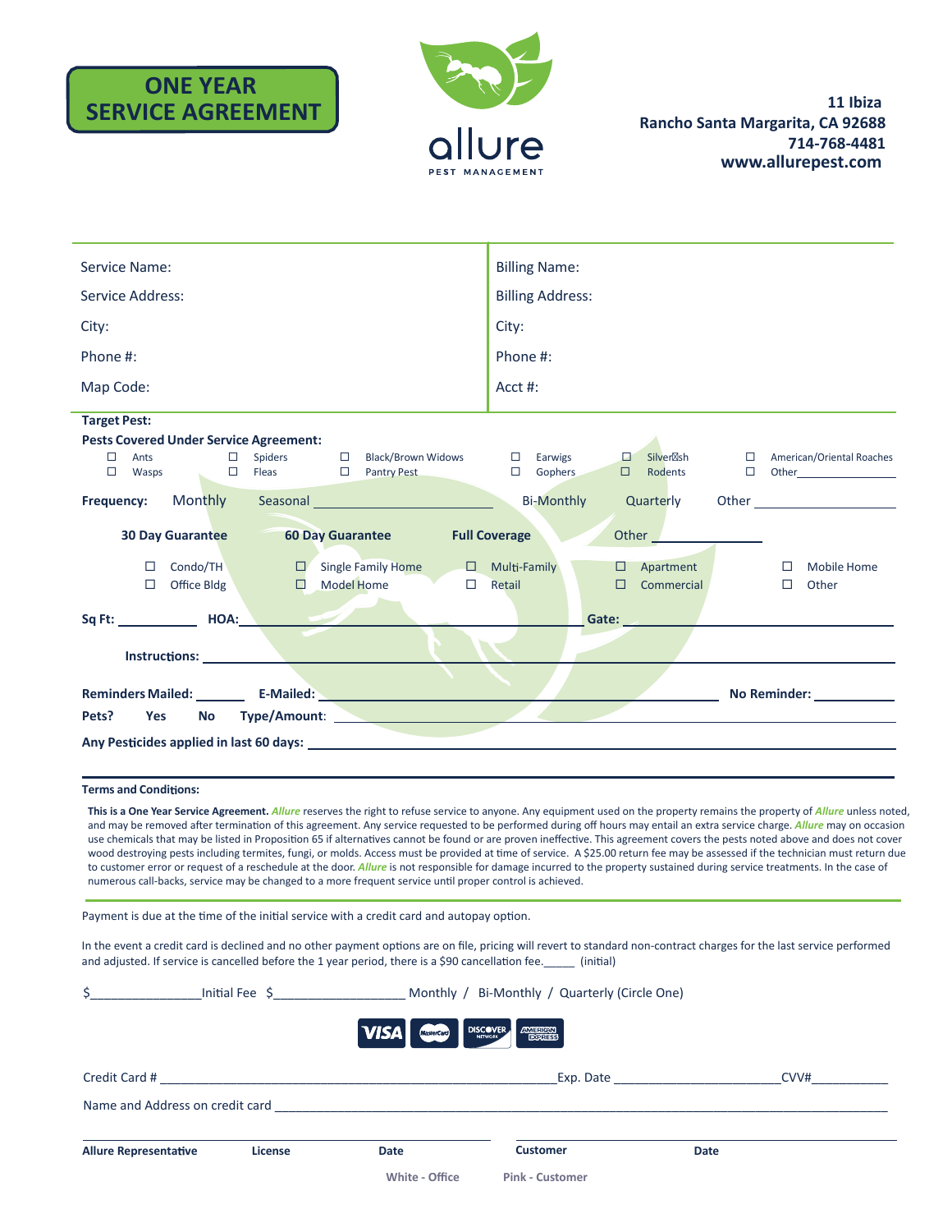# ONE YEAR SERVICE AGREEMENT

allure
PEST MANAGEMENT

**11 Ibiza**
**Rancho Santa Margarita, CA 92688**
**714-768-4481**
**www.allurepest.com**

| | |
|---|---|
| Service Name: | Billing Name: |
| Service Address: | Billing Address: |
| City: | City: |
| Phone #: | Phone #: |
| Map Code: | Acct #: |

**Target Pest:**

**Pests Covered Under Service Agreement:**

| | | | | | |
|---|---|---|---|---|---|
| ☐ Ants | ☐ Spiders | ☐ Black/Brown Widows | ☐ Earwigs | ☐ Silverfish | ☐ American/Oriental Roaches |
| ☐ Wasps | ☐ Fleas | ☐ Pantry Pest | ☐ Gophers | ☐ Rodents | ☐ Other________ |

**Frequency:** Monthly Seasonal ______________ Bi-Monthly Quarterly Other ______________

**30 Day Guarantee** **60 Day Guarantee** **Full Coverage** Other __________

| | | | | |
|---|---|---|---|---|
| ☐ Condo/TH | ☐ Single Family Home | ☐ Multi-Family | ☐ Apartment | ☐ Mobile Home |
| ☐ Office Bldg | ☐ Model Home | ☐ Retail | ☐ Commercial | ☐ Other |

**Sq Ft:** __________ **HOA:** ______________________ **Gate:** ______________________

**Instructions:** ______________________________________________

**Reminders Mailed:** _______ **E-Mailed:** ______________________ **No Reminder:** __________

**Pets?** **Yes** **No** **Type/Amount:** ______________________________________________

**Any Pesticides applied in last 60 days:** ______________________________________________

**Terms and Conditions:**

**This is a One Year Service Agreement.** ***Allure*** reserves the right to refuse service to anyone. Any equipment used on the property remains the property of ***Allure*** unless noted, and may be removed after termination of this agreement. Any service requested to be performed during off hours may entail an extra service charge. ***Allure*** may on occasion use chemicals that may be listed in Proposition 65 if alternatives cannot be found or are proven ineffective. This agreement covers the pests noted above and does not cover wood destroying pests including termites, fungi, or molds. Access must be provided at time of service. A $25.00 return fee may be assessed if the technician must return due to customer error or request of a reschedule at the door. ***Allure*** is not responsible for damage incurred to the property sustained during service treatments. In the case of numerous call-backs, service may be changed to a more frequent service until proper control is achieved.

Payment is due at the time of the initial service with a credit card and autopay option.

In the event a credit card is declined and no other payment options are on file, pricing will revert to standard non-contract charges for the last service performed and adjusted. If service is cancelled before the 1 year period, there is a $90 cancellation fee._____ (initial)

$_______________Initial Fee $__________________ Monthly / Bi-Monthly / Quarterly (Circle One)

VISA MasterCard DISCOVER NETWORK AMERICAN EXPRESS

Credit Card # ________________________________________Exp. Date ____________________CVV#__________

Name and Address on credit card ______________________________________________________________

| **Allure Representative** | **License** | **Date** | **Customer** | **Date** |
|---|---|---|---|---|
| | | | | |

White - Office Pink - Customer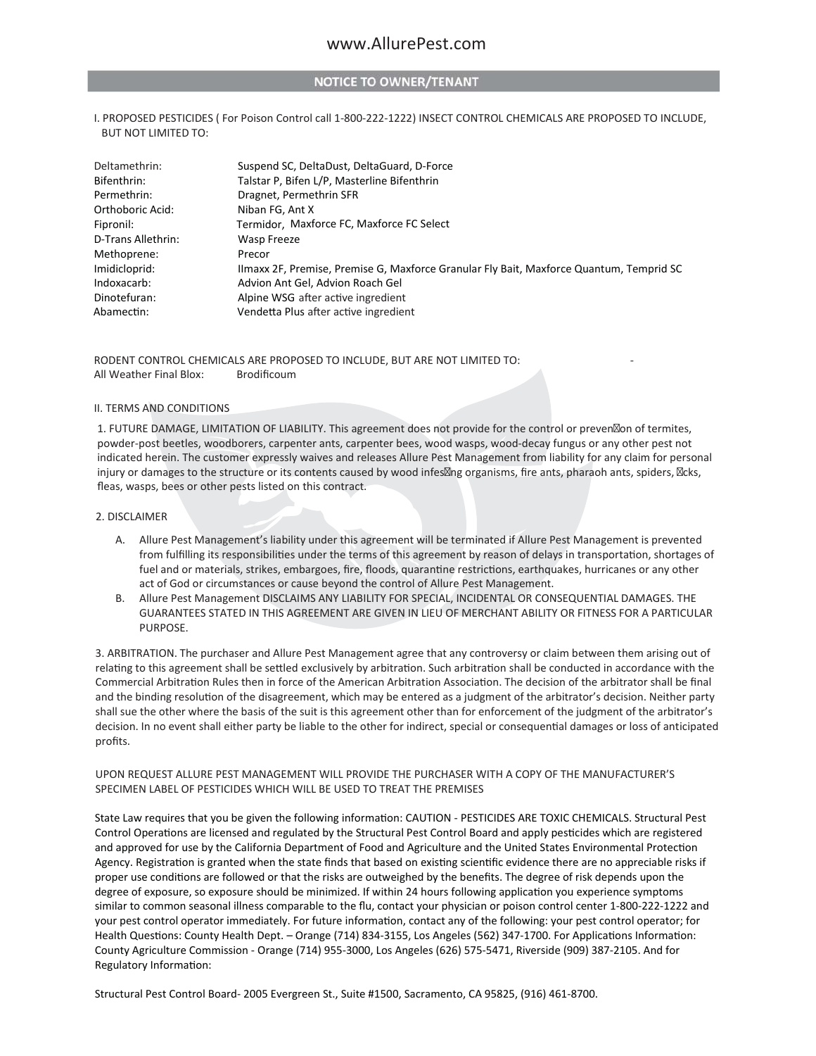www.AllurePest.com

## NOTICE TO OWNER/TENANT

I. PROPOSED PESTICIDES ( For Poison Control call 1-800-222-1222) INSECT CONTROL CHEMICALS ARE PROPOSED TO INCLUDE, BUT NOT LIMITED TO:

| | |
|---|---|
| Deltamethrin: | Suspend SC, DeltaDust, DeltaGuard, D-Force |
| Bifenthrin: | Talstar P, Bifen L/P, Masterline Bifenthrin |
| Permethrin: | Dragnet, Permethrin SFR |
| Orthoboric Acid: | Niban FG, Ant X |
| Fipronil: | Termidor, Maxforce FC, Maxforce FC Select |
| D-Trans Allethrin: | Wasp Freeze |
| Methoprene: | Precor |
| Imidicloprid: | Ilmaxx 2F, Premise, Premise G, Maxforce Granular Fly Bait, Maxforce Quantum, Temprid SC |
| Indoxacarb: | Advion Ant Gel, Advion Roach Gel |
| Dinotefuran: | Alpine WSG after active ingredient |
| Abamectin: | Vendetta Plus after active ingredient |

RODENT CONTROL CHEMICALS ARE PROPOSED TO INCLUDE, BUT ARE NOT LIMITED TO: -
All Weather Final Blox: Brodificoum

II. TERMS AND CONDITIONS

1. FUTURE DAMAGE, LIMITATION OF LIABILITY. This agreement does not provide for the control or prevention of termites, powder-post beetles, woodborers, carpenter ants, carpenter bees, wood wasps, wood-decay fungus or any other pest not indicated herein. The customer expressly waives and releases Allure Pest Management from liability for any claim for personal injury or damages to the structure or its contents caused by wood infesting organisms, fire ants, pharaoh ants, spiders, ticks, fleas, wasps, bees or other pests listed on this contract.

2. DISCLAIMER

   A. Allure Pest Management's liability under this agreement will be terminated if Allure Pest Management is prevented from fulfilling its responsibilities under the terms of this agreement by reason of delays in transportation, shortages of fuel and or materials, strikes, embargoes, fire, floods, quarantine restrictions, earthquakes, hurricanes or any other act of God or circumstances or cause beyond the control of Allure Pest Management.

   B. Allure Pest Management DISCLAIMS ANY LIABILITY FOR SPECIAL, INCIDENTAL OR CONSEQUENTIAL DAMAGES. THE GUARANTEES STATED IN THIS AGREEMENT ARE GIVEN IN LIEU OF MERCHANT ABILITY OR FITNESS FOR A PARTICULAR PURPOSE.

3. ARBITRATION. The purchaser and Allure Pest Management agree that any controversy or claim between them arising out of relating to this agreement shall be settled exclusively by arbitration. Such arbitration shall be conducted in accordance with the Commercial Arbitration Rules then in force of the American Arbitration Association. The decision of the arbitrator shall be final and the binding resolution of the disagreement, which may be entered as a judgment of the arbitrator's decision. Neither party shall sue the other where the basis of the suit is this agreement other than for enforcement of the judgment of the arbitrator's decision. In no event shall either party be liable to the other for indirect, special or consequential damages or loss of anticipated profits.

UPON REQUEST ALLURE PEST MANAGEMENT WILL PROVIDE THE PURCHASER WITH A COPY OF THE MANUFACTURER'S SPECIMEN LABEL OF PESTICIDES WHICH WILL BE USED TO TREAT THE PREMISES

State Law requires that you be given the following information: CAUTION - PESTICIDES ARE TOXIC CHEMICALS. Structural Pest Control Operations are licensed and regulated by the Structural Pest Control Board and apply pesticides which are registered and approved for use by the California Department of Food and Agriculture and the United States Environmental Protection Agency. Registration is granted when the state finds that based on existing scientific evidence there are no appreciable risks if proper use conditions are followed or that the risks are outweighed by the benefits. The degree of risk depends upon the degree of exposure, so exposure should be minimized. If within 24 hours following application you experience symptoms similar to common seasonal illness comparable to the flu, contact your physician or poison control center 1-800-222-1222 and your pest control operator immediately. For future information, contact any of the following: your pest control operator; for Health Questions: County Health Dept. – Orange (714) 834-3155, Los Angeles (562) 347-1700. For Applications Information: County Agriculture Commission - Orange (714) 955-3000, Los Angeles (626) 575-5471, Riverside (909) 387-2105. And for Regulatory Information:

Structural Pest Control Board- 2005 Evergreen St., Suite #1500, Sacramento, CA 95825, (916) 461-8700.